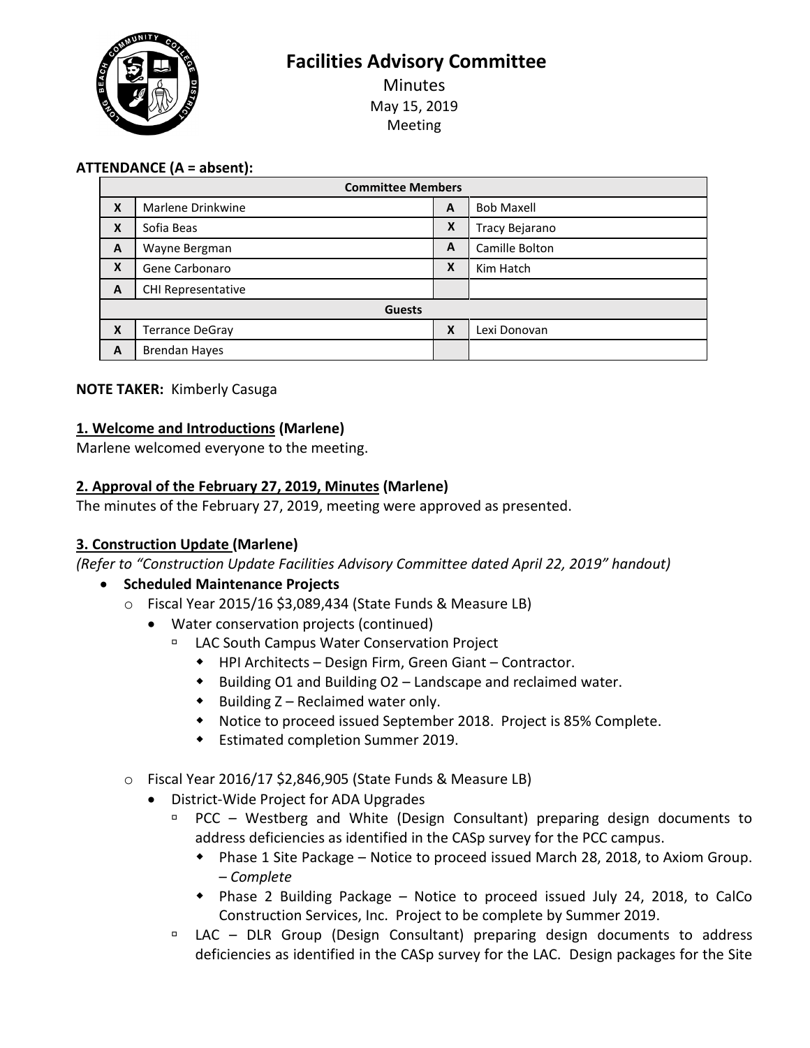# Facilities Advisory Committee

Minutes
May 15, 2019
Meeting

**ATTENDANCE (A = absent):**

| Committee Members | | | |
|---|---|---|---|
| X | Marlene Drinkwine | A | Bob Maxell |
| X | Sofia Beas | X | Tracy Bejarano |
| A | Wayne Bergman | A | Camille Bolton |
| X | Gene Carbonaro | X | Kim Hatch |
| A | CHI Representative | | |
| **Guests** | | | |
| X | Terrance DeGray | X | Lexi Donovan |
| A | Brendan Hayes | | |

**NOTE TAKER:** Kimberly Casuga

## 1. Welcome and Introductions (Marlene)

Marlene welcomed everyone to the meeting.

## 2. Approval of the February 27, 2019, Minutes (Marlene)

The minutes of the February 27, 2019, meeting were approved as presented.

## 3. Construction Update (Marlene)

*(Refer to "Construction Update Facilities Advisory Committee dated April 22, 2019" handout)*

- **Scheduled Maintenance Projects**
  - Fiscal Year 2015/16 $3,089,434 (State Funds & Measure LB)
    - Water conservation projects (continued)
      - LAC South Campus Water Conservation Project
        - HPI Architects – Design Firm, Green Giant – Contractor.
        - Building O1 and Building O2 – Landscape and reclaimed water.
        - Building Z – Reclaimed water only.
        - Notice to proceed issued September 2018. Project is 85% Complete.
        - Estimated completion Summer 2019.
  - Fiscal Year 2016/17 $2,846,905 (State Funds & Measure LB)
    - District-Wide Project for ADA Upgrades
      - PCC – Westberg and White (Design Consultant) preparing design documents to address deficiencies as identified in the CASp survey for the PCC campus.
        - Phase 1 Site Package – Notice to proceed issued March 28, 2018, to Axiom Group. – *Complete*
        - Phase 2 Building Package – Notice to proceed issued July 24, 2018, to CalCo Construction Services, Inc. Project to be complete by Summer 2019.
      - LAC – DLR Group (Design Consultant) preparing design documents to address deficiencies as identified in the CASp survey for the LAC. Design packages for the Site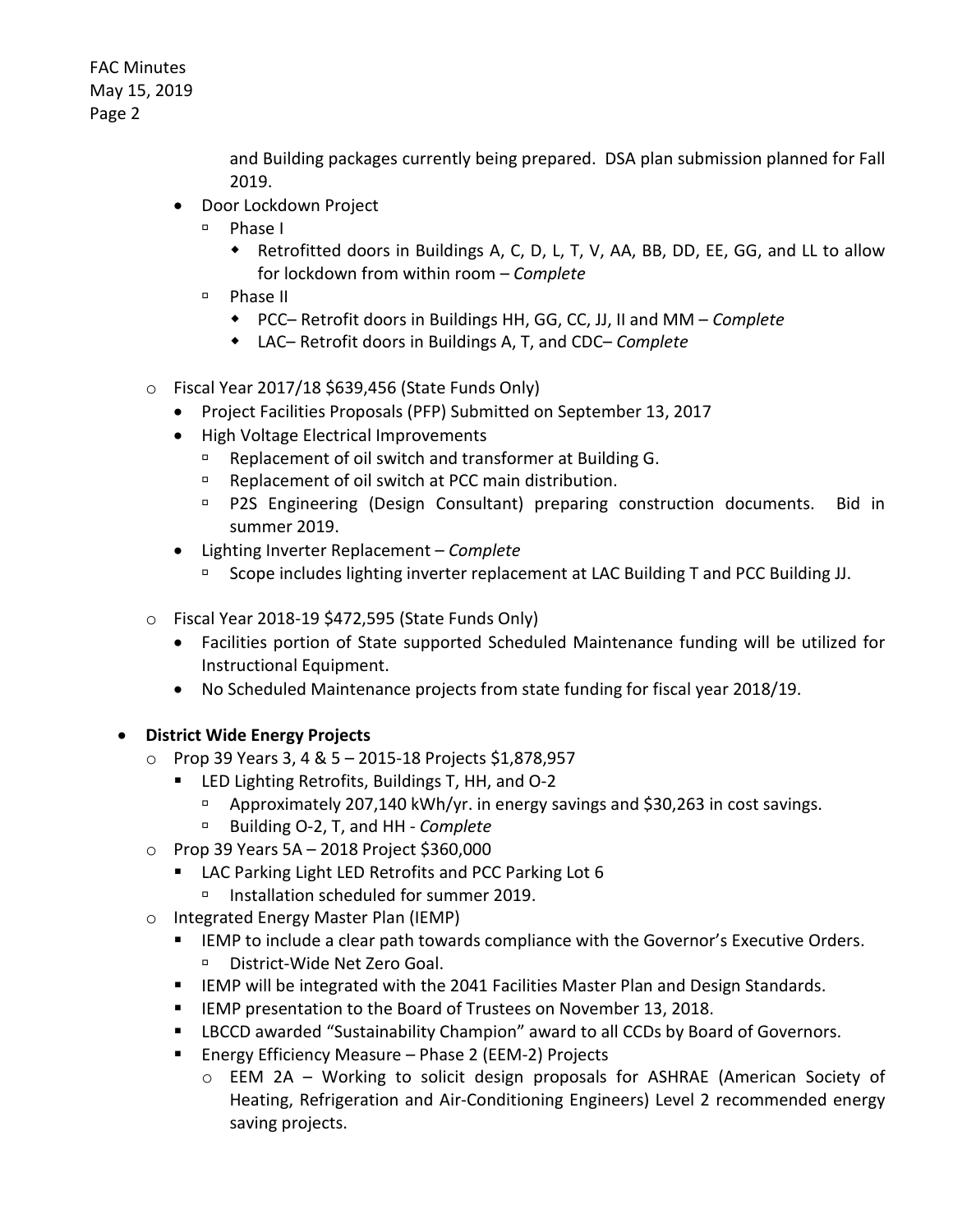and Building packages currently being prepared. DSA plan submission planned for Fall 2019.

- Door Lockdown Project
  - Phase I
    - Retrofitted doors in Buildings A, C, D, L, T, V, AA, BB, DD, EE, GG, and LL to allow for lockdown from within room – *Complete*
  - Phase II
    - PCC– Retrofit doors in Buildings HH, GG, CC, JJ, II and MM – *Complete*
    - LAC– Retrofit doors in Buildings A, T, and CDC– *Complete*

- Fiscal Year 2017/18 $639,456 (State Funds Only)
  - Project Facilities Proposals (PFP) Submitted on September 13, 2017
  - High Voltage Electrical Improvements
    - Replacement of oil switch and transformer at Building G.
    - Replacement of oil switch at PCC main distribution.
    - P2S Engineering (Design Consultant) preparing construction documents. Bid in summer 2019.
  - Lighting Inverter Replacement – *Complete*
    - Scope includes lighting inverter replacement at LAC Building T and PCC Building JJ.

- Fiscal Year 2018-19 $472,595 (State Funds Only)
  - Facilities portion of State supported Scheduled Maintenance funding will be utilized for Instructional Equipment.
  - No Scheduled Maintenance projects from state funding for fiscal year 2018/19.

- **District Wide Energy Projects**
  - Prop 39 Years 3, 4 & 5 – 2015-18 Projects $1,878,957
    - LED Lighting Retrofits, Buildings T, HH, and O-2
      - Approximately 207,140 kWh/yr. in energy savings and $30,263 in cost savings.
      - Building O-2, T, and HH - *Complete*
  - Prop 39 Years 5A – 2018 Project $360,000
    - LAC Parking Light LED Retrofits and PCC Parking Lot 6
      - Installation scheduled for summer 2019.
  - Integrated Energy Master Plan (IEMP)
    - IEMP to include a clear path towards compliance with the Governor's Executive Orders.
      - District-Wide Net Zero Goal.
    - IEMP will be integrated with the 2041 Facilities Master Plan and Design Standards.
    - IEMP presentation to the Board of Trustees on November 13, 2018.
    - LBCCD awarded "Sustainability Champion" award to all CCDs by Board of Governors.
    - Energy Efficiency Measure – Phase 2 (EEM-2) Projects
      - EEM 2A – Working to solicit design proposals for ASHRAE (American Society of Heating, Refrigeration and Air-Conditioning Engineers) Level 2 recommended energy saving projects.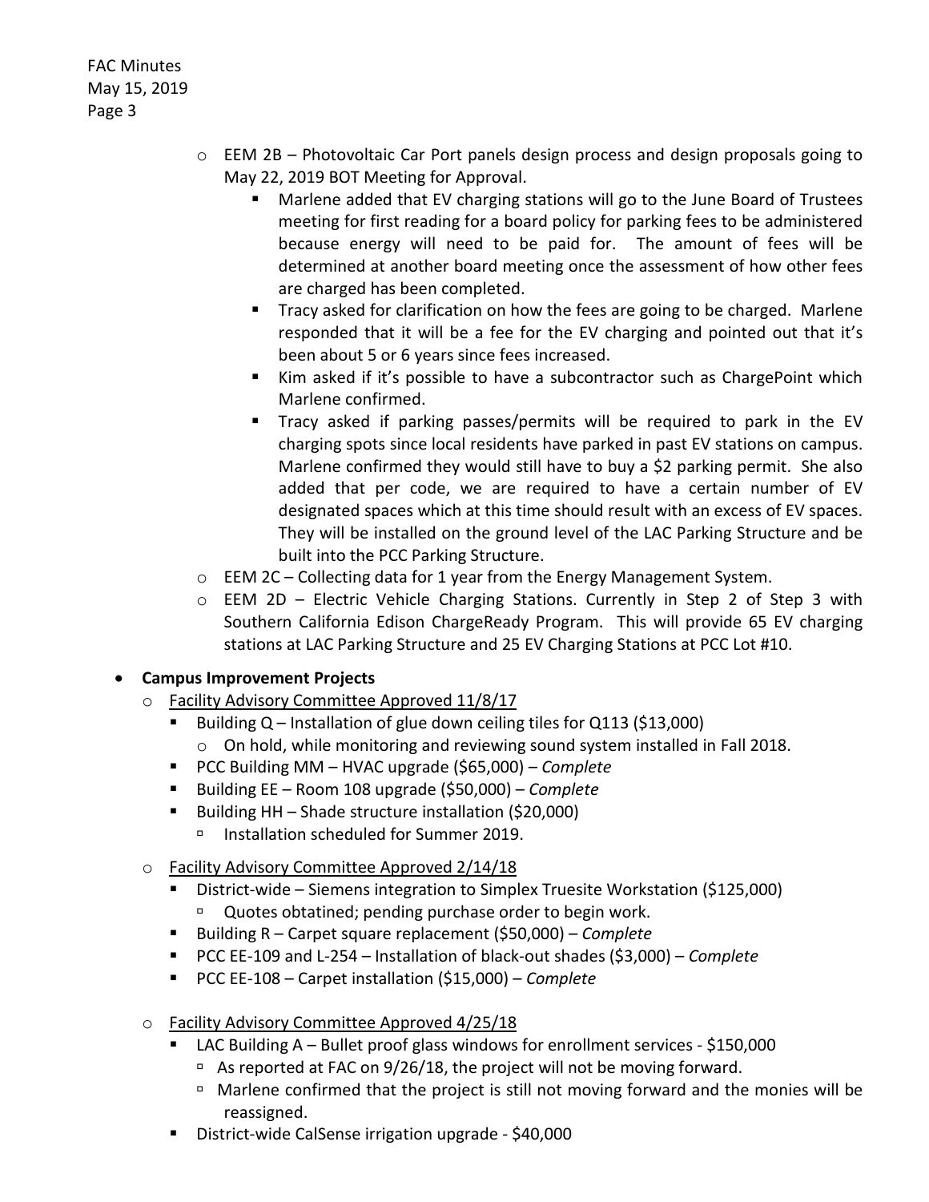- EEM 2B – Photovoltaic Car Port panels design process and design proposals going to May 22, 2019 BOT Meeting for Approval.
  - Marlene added that EV charging stations will go to the June Board of Trustees meeting for first reading for a board policy for parking fees to be administered because energy will need to be paid for. The amount of fees will be determined at another board meeting once the assessment of how other fees are charged has been completed.
  - Tracy asked for clarification on how the fees are going to be charged. Marlene responded that it will be a fee for the EV charging and pointed out that it's been about 5 or 6 years since fees increased.
  - Kim asked if it's possible to have a subcontractor such as ChargePoint which Marlene confirmed.
  - Tracy asked if parking passes/permits will be required to park in the EV charging spots since local residents have parked in past EV stations on campus. Marlene confirmed they would still have to buy a $2 parking permit. She also added that per code, we are required to have a certain number of EV designated spaces which at this time should result with an excess of EV spaces. They will be installed on the ground level of the LAC Parking Structure and be built into the PCC Parking Structure.
- EEM 2C – Collecting data for 1 year from the Energy Management System.
- EEM 2D – Electric Vehicle Charging Stations. Currently in Step 2 of Step 3 with Southern California Edison ChargeReady Program. This will provide 65 EV charging stations at LAC Parking Structure and 25 EV Charging Stations at PCC Lot #10.

- **Campus Improvement Projects**
  - Facility Advisory Committee Approved 11/8/17
    - Building Q – Installation of glue down ceiling tiles for Q113 ($13,000)
      - On hold, while monitoring and reviewing sound system installed in Fall 2018.
    - PCC Building MM – HVAC upgrade ($65,000) – *Complete*
    - Building EE – Room 108 upgrade ($50,000) – *Complete*
    - Building HH – Shade structure installation ($20,000)
      - Installation scheduled for Summer 2019.
  - Facility Advisory Committee Approved 2/14/18
    - District-wide – Siemens integration to Simplex Truesite Workstation ($125,000)
      - Quotes obtatined; pending purchase order to begin work.
    - Building R – Carpet square replacement ($50,000) – *Complete*
    - PCC EE-109 and L-254 – Installation of black-out shades ($3,000) – *Complete*
    - PCC EE-108 – Carpet installation ($15,000) – *Complete*
  - Facility Advisory Committee Approved 4/25/18
    - LAC Building A – Bullet proof glass windows for enrollment services - $150,000
      - As reported at FAC on 9/26/18, the project will not be moving forward.
      - Marlene confirmed that the project is still not moving forward and the monies will be reassigned.
    - District-wide CalSense irrigation upgrade - $40,000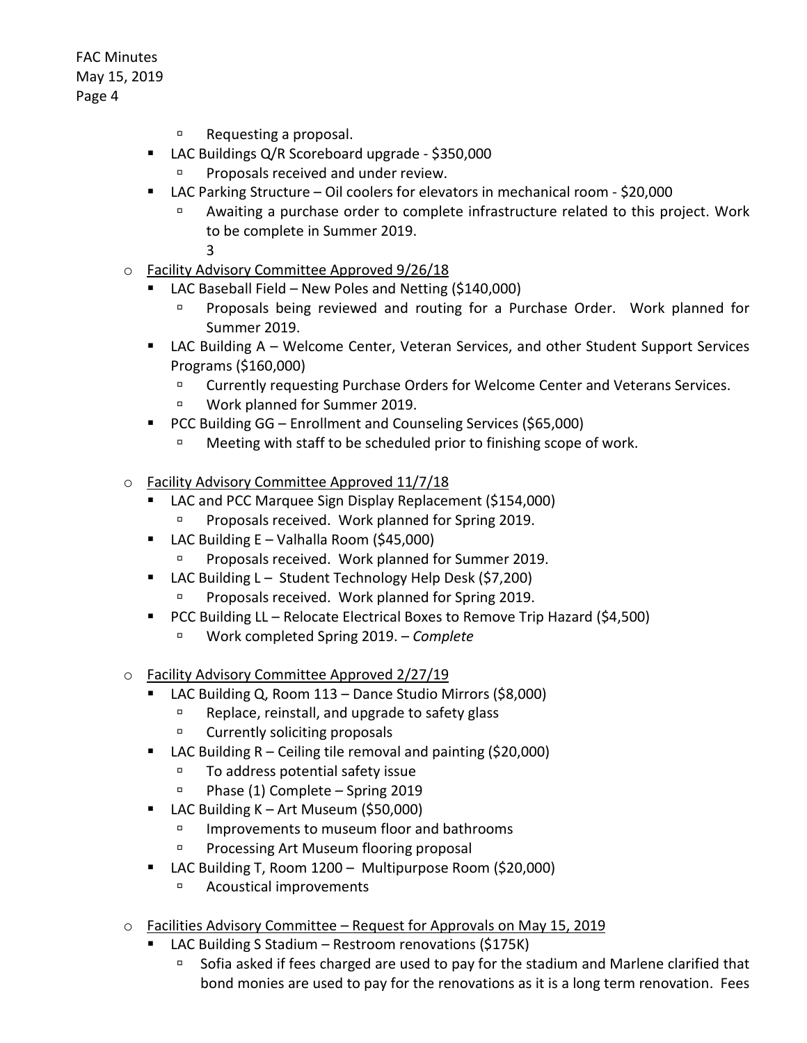- Requesting a proposal.
- LAC Buildings Q/R Scoreboard upgrade - $350,000
  - Proposals received and under review.
- LAC Parking Structure – Oil coolers for elevators in mechanical room - $20,000
  - Awaiting a purchase order to complete infrastructure related to this project. Work to be complete in Summer 2019.
  3

- Facility Advisory Committee Approved 9/26/18
  - LAC Baseball Field – New Poles and Netting ($140,000)
    - Proposals being reviewed and routing for a Purchase Order. Work planned for Summer 2019.
  - LAC Building A – Welcome Center, Veteran Services, and other Student Support Services Programs ($160,000)
    - Currently requesting Purchase Orders for Welcome Center and Veterans Services.
    - Work planned for Summer 2019.
  - PCC Building GG – Enrollment and Counseling Services ($65,000)
    - Meeting with staff to be scheduled prior to finishing scope of work.

- Facility Advisory Committee Approved 11/7/18
  - LAC and PCC Marquee Sign Display Replacement ($154,000)
    - Proposals received. Work planned for Spring 2019.
  - LAC Building E – Valhalla Room ($45,000)
    - Proposals received. Work planned for Summer 2019.
  - LAC Building L – Student Technology Help Desk ($7,200)
    - Proposals received. Work planned for Spring 2019.
  - PCC Building LL – Relocate Electrical Boxes to Remove Trip Hazard ($4,500)
    - Work completed Spring 2019. – *Complete*

- Facility Advisory Committee Approved 2/27/19
  - LAC Building Q, Room 113 – Dance Studio Mirrors ($8,000)
    - Replace, reinstall, and upgrade to safety glass
    - Currently soliciting proposals
  - LAC Building R – Ceiling tile removal and painting ($20,000)
    - To address potential safety issue
    - Phase (1) Complete – Spring 2019
  - LAC Building K – Art Museum ($50,000)
    - Improvements to museum floor and bathrooms
    - Processing Art Museum flooring proposal
  - LAC Building T, Room 1200 – Multipurpose Room ($20,000)
    - Acoustical improvements

- Facilities Advisory Committee – Request for Approvals on May 15, 2019
  - LAC Building S Stadium – Restroom renovations ($175K)
    - Sofia asked if fees charged are used to pay for the stadium and Marlene clarified that bond monies are used to pay for the renovations as it is a long term renovation. Fees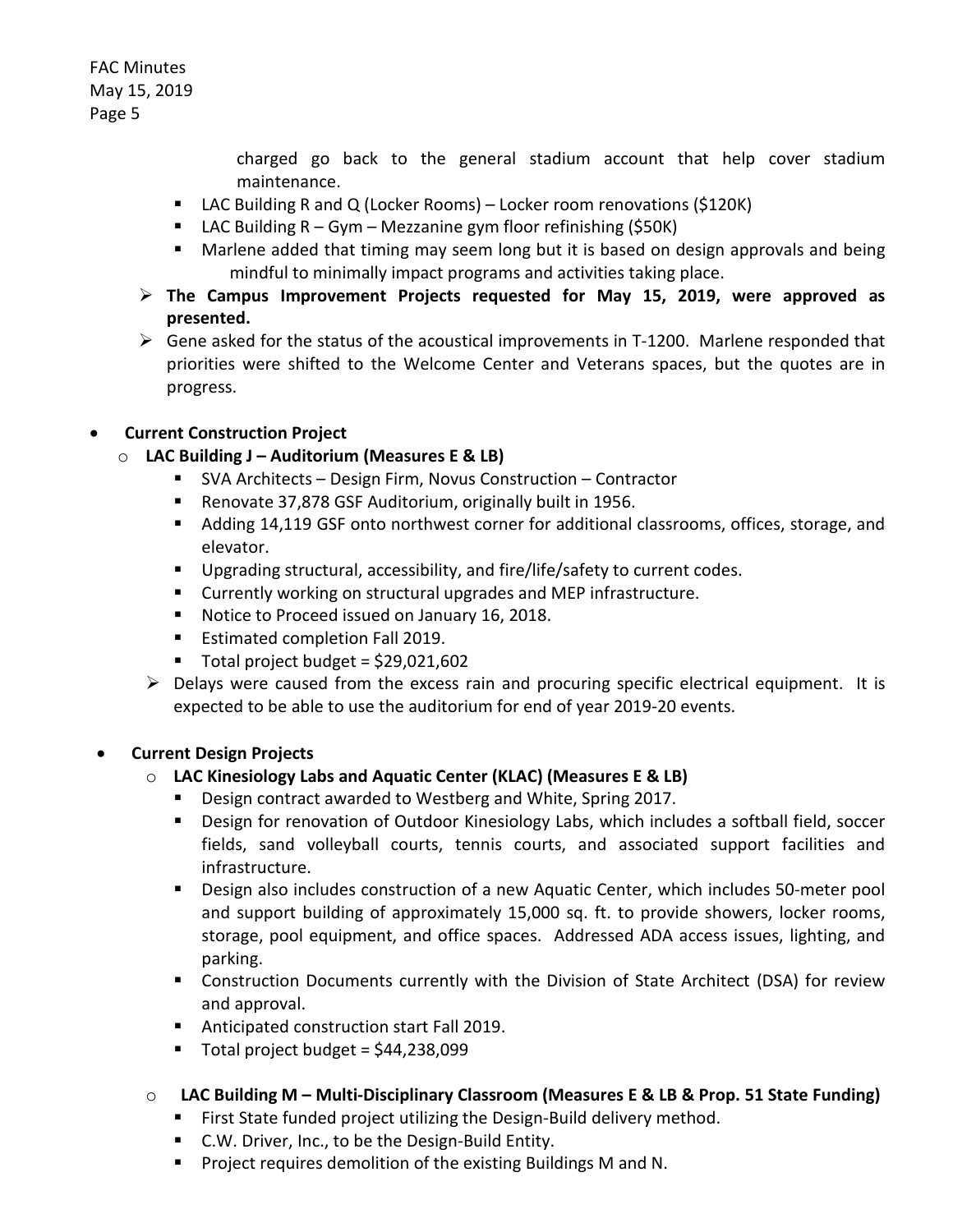charged go back to the general stadium account that help cover stadium maintenance.

  - LAC Building R and Q (Locker Rooms) – Locker room renovations ($120K)
  - LAC Building R – Gym – Mezzanine gym floor refinishing ($50K)
  - Marlene added that timing may seem long but it is based on design approvals and being mindful to minimally impact programs and activities taking place.

- **The Campus Improvement Projects requested for May 15, 2019, were approved as presented.**
- Gene asked for the status of the acoustical improvements in T-1200. Marlene responded that priorities were shifted to the Welcome Center and Veterans spaces, but the quotes are in progress.

- **Current Construction Project**
  - **LAC Building J – Auditorium (Measures E & LB)**
    - SVA Architects – Design Firm, Novus Construction – Contractor
    - Renovate 37,878 GSF Auditorium, originally built in 1956.
    - Adding 14,119 GSF onto northwest corner for additional classrooms, offices, storage, and elevator.
    - Upgrading structural, accessibility, and fire/life/safety to current codes.
    - Currently working on structural upgrades and MEP infrastructure.
    - Notice to Proceed issued on January 16, 2018.
    - Estimated completion Fall 2019.
    - Total project budget = $29,021,602
  - Delays were caused from the excess rain and procuring specific electrical equipment. It is expected to be able to use the auditorium for end of year 2019-20 events.

- **Current Design Projects**
  - **LAC Kinesiology Labs and Aquatic Center (KLAC) (Measures E & LB)**
    - Design contract awarded to Westberg and White, Spring 2017.
    - Design for renovation of Outdoor Kinesiology Labs, which includes a softball field, soccer fields, sand volleyball courts, tennis courts, and associated support facilities and infrastructure.
    - Design also includes construction of a new Aquatic Center, which includes 50-meter pool and support building of approximately 15,000 sq. ft. to provide showers, locker rooms, storage, pool equipment, and office spaces. Addressed ADA access issues, lighting, and parking.
    - Construction Documents currently with the Division of State Architect (DSA) for review and approval.
    - Anticipated construction start Fall 2019.
    - Total project budget = $44,238,099

  - **LAC Building M – Multi-Disciplinary Classroom (Measures E & LB & Prop. 51 State Funding)**
    - First State funded project utilizing the Design-Build delivery method.
    - C.W. Driver, Inc., to be the Design-Build Entity.
    - Project requires demolition of the existing Buildings M and N.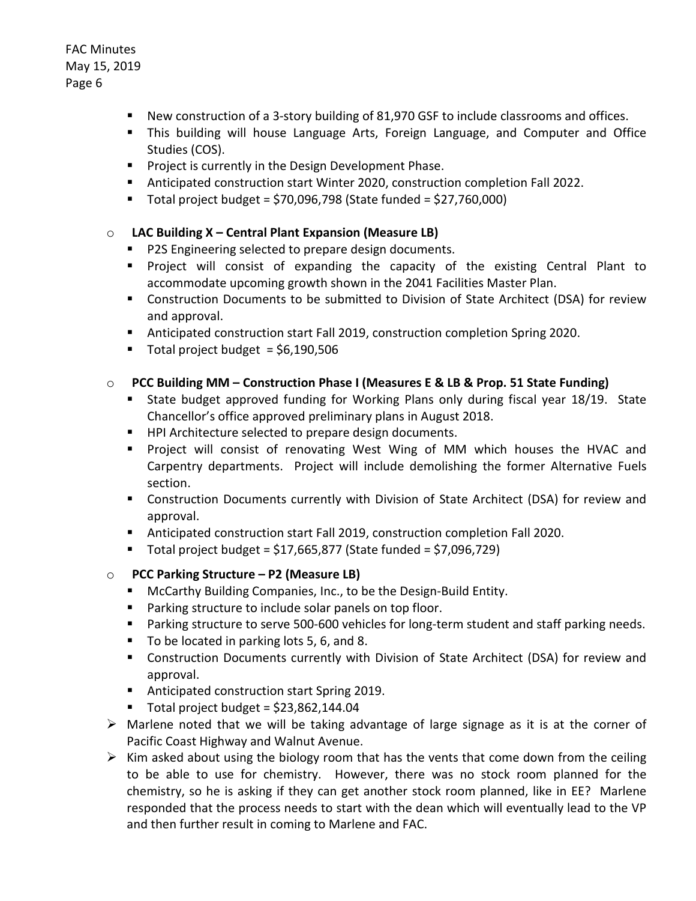- New construction of a 3-story building of 81,970 GSF to include classrooms and offices.
- This building will house Language Arts, Foreign Language, and Computer and Office Studies (COS).
- Project is currently in the Design Development Phase.
- Anticipated construction start Winter 2020, construction completion Fall 2022.
- Total project budget = $70,096,798 (State funded = $27,760,000)

- **LAC Building X – Central Plant Expansion (Measure LB)**
  - P2S Engineering selected to prepare design documents.
  - Project will consist of expanding the capacity of the existing Central Plant to accommodate upcoming growth shown in the 2041 Facilities Master Plan.
  - Construction Documents to be submitted to Division of State Architect (DSA) for review and approval.
  - Anticipated construction start Fall 2019, construction completion Spring 2020.
  - Total project budget = $6,190,506

- **PCC Building MM – Construction Phase I (Measures E & LB & Prop. 51 State Funding)**
  - State budget approved funding for Working Plans only during fiscal year 18/19. State Chancellor's office approved preliminary plans in August 2018.
  - HPI Architecture selected to prepare design documents.
  - Project will consist of renovating West Wing of MM which houses the HVAC and Carpentry departments. Project will include demolishing the former Alternative Fuels section.
  - Construction Documents currently with Division of State Architect (DSA) for review and approval.
  - Anticipated construction start Fall 2019, construction completion Fall 2020.
  - Total project budget = $17,665,877 (State funded = $7,096,729)

- **PCC Parking Structure – P2 (Measure LB)**
  - McCarthy Building Companies, Inc., to be the Design-Build Entity.
  - Parking structure to include solar panels on top floor.
  - Parking structure to serve 500-600 vehicles for long-term student and staff parking needs.
  - To be located in parking lots 5, 6, and 8.
  - Construction Documents currently with Division of State Architect (DSA) for review and approval.
  - Anticipated construction start Spring 2019.
  - Total project budget = $23,862,144.04

- Marlene noted that we will be taking advantage of large signage as it is at the corner of Pacific Coast Highway and Walnut Avenue.
- Kim asked about using the biology room that has the vents that come down from the ceiling to be able to use for chemistry. However, there was no stock room planned for the chemistry, so he is asking if they can get another stock room planned, like in EE? Marlene responded that the process needs to start with the dean which will eventually lead to the VP and then further result in coming to Marlene and FAC.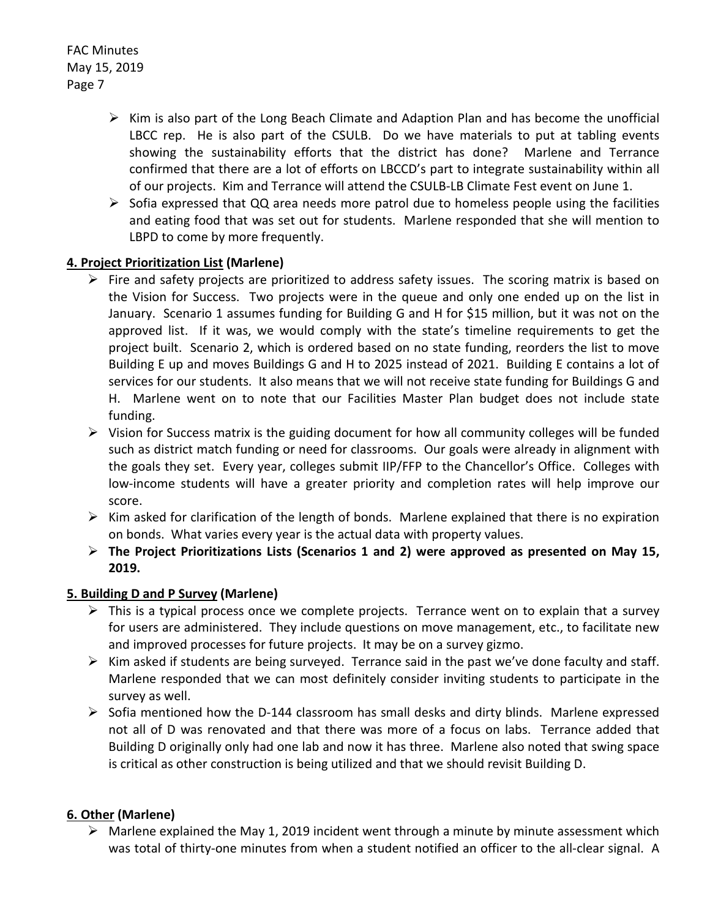- Kim is also part of the Long Beach Climate and Adaption Plan and has become the unofficial LBCC rep. He is also part of the CSULB. Do we have materials to put at tabling events showing the sustainability efforts that the district has done? Marlene and Terrance confirmed that there are a lot of efforts on LBCCD's part to integrate sustainability within all of our projects. Kim and Terrance will attend the CSULB-LB Climate Fest event on June 1.
- Sofia expressed that QQ area needs more patrol due to homeless people using the facilities and eating food that was set out for students. Marlene responded that she will mention to LBPD to come by more frequently.

**<u>4. Project Prioritization List</u> (Marlene)**

- Fire and safety projects are prioritized to address safety issues. The scoring matrix is based on the Vision for Success. Two projects were in the queue and only one ended up on the list in January. Scenario 1 assumes funding for Building G and H for $15 million, but it was not on the approved list. If it was, we would comply with the state's timeline requirements to get the project built. Scenario 2, which is ordered based on no state funding, reorders the list to move Building E up and moves Buildings G and H to 2025 instead of 2021. Building E contains a lot of services for our students. It also means that we will not receive state funding for Buildings G and H. Marlene went on to note that our Facilities Master Plan budget does not include state funding.
- Vision for Success matrix is the guiding document for how all community colleges will be funded such as district match funding or need for classrooms. Our goals were already in alignment with the goals they set. Every year, colleges submit IIP/FFP to the Chancellor's Office. Colleges with low-income students will have a greater priority and completion rates will help improve our score.
- Kim asked for clarification of the length of bonds. Marlene explained that there is no expiration on bonds. What varies every year is the actual data with property values.
- **The Project Prioritizations Lists (Scenarios 1 and 2) were approved as presented on May 15, 2019.**

**<u>5. Building D and P Survey</u> (Marlene)**

- This is a typical process once we complete projects. Terrance went on to explain that a survey for users are administered. They include questions on move management, etc., to facilitate new and improved processes for future projects. It may be on a survey gizmo.
- Kim asked if students are being surveyed. Terrance said in the past we've done faculty and staff. Marlene responded that we can most definitely consider inviting students to participate in the survey as well.
- Sofia mentioned how the D-144 classroom has small desks and dirty blinds. Marlene expressed not all of D was renovated and that there was more of a focus on labs. Terrance added that Building D originally only had one lab and now it has three. Marlene also noted that swing space is critical as other construction is being utilized and that we should revisit Building D.

**<u>6. Other</u> (Marlene)**

- Marlene explained the May 1, 2019 incident went through a minute by minute assessment which was total of thirty-one minutes from when a student notified an officer to the all-clear signal. A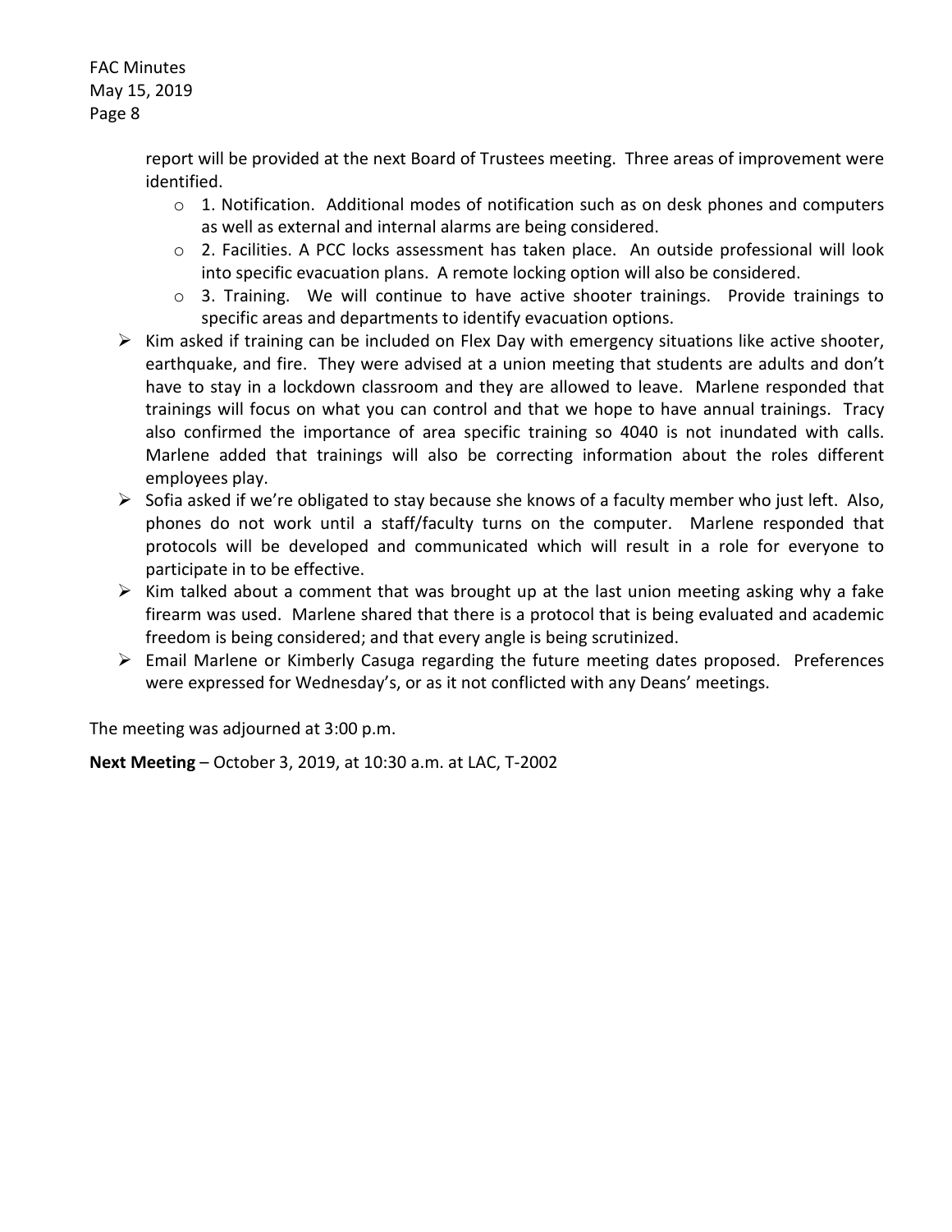report will be provided at the next Board of Trustees meeting. Three areas of improvement were identified.

  - 1. Notification. Additional modes of notification such as on desk phones and computers as well as external and internal alarms are being considered.
  - 2. Facilities. A PCC locks assessment has taken place. An outside professional will look into specific evacuation plans. A remote locking option will also be considered.
  - 3. Training. We will continue to have active shooter trainings. Provide trainings to specific areas and departments to identify evacuation options.

- Kim asked if training can be included on Flex Day with emergency situations like active shooter, earthquake, and fire. They were advised at a union meeting that students are adults and don't have to stay in a lockdown classroom and they are allowed to leave. Marlene responded that trainings will focus on what you can control and that we hope to have annual trainings. Tracy also confirmed the importance of area specific training so 4040 is not inundated with calls. Marlene added that trainings will also be correcting information about the roles different employees play.
- Sofia asked if we're obligated to stay because she knows of a faculty member who just left. Also, phones do not work until a staff/faculty turns on the computer. Marlene responded that protocols will be developed and communicated which will result in a role for everyone to participate in to be effective.
- Kim talked about a comment that was brought up at the last union meeting asking why a fake firearm was used. Marlene shared that there is a protocol that is being evaluated and academic freedom is being considered; and that every angle is being scrutinized.
- Email Marlene or Kimberly Casuga regarding the future meeting dates proposed. Preferences were expressed for Wednesday's, or as it not conflicted with any Deans' meetings.

The meeting was adjourned at 3:00 p.m.

**Next Meeting** – October 3, 2019, at 10:30 a.m. at LAC, T-2002